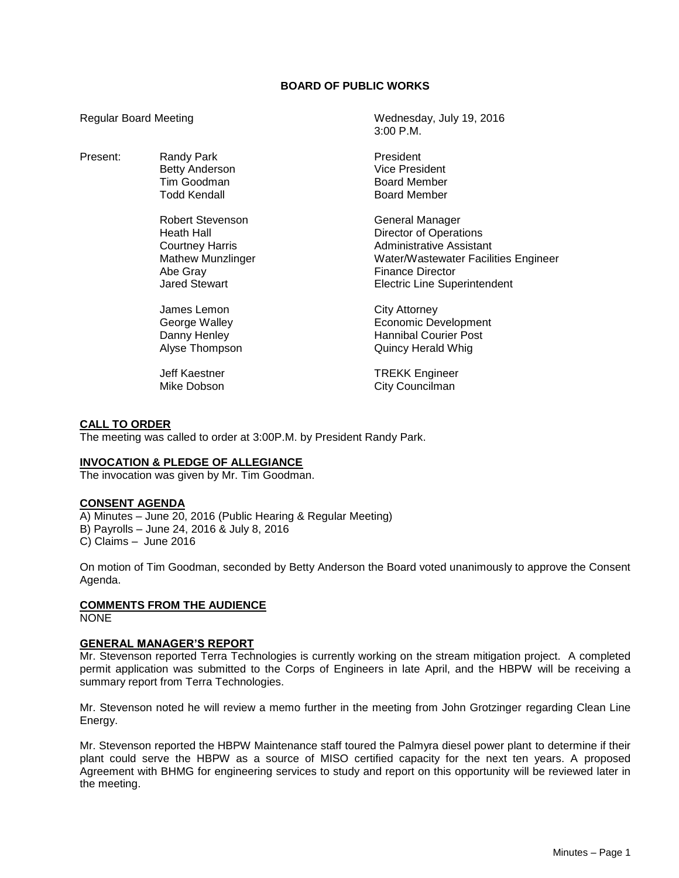# BOARD OF PUBLIC WORKS

Regular Board Meeting — Wednesday, July 19, 2016, 3:00 P.M.

| Present: | | |
|---|---|---|
| | Randy Park | President |
| | Betty Anderson | Vice President |
| | Tim Goodman | Board Member |
| | Todd Kendall | Board Member |
| | Robert Stevenson | General Manager |
| | Heath Hall | Director of Operations |
| | Courtney Harris | Administrative Assistant |
| | Mathew Munzlinger | Water/Wastewater Facilities Engineer |
| | Abe Gray | Finance Director |
| | Jared Stewart | Electric Line Superintendent |
| | James Lemon | City Attorney |
| | George Walley | Economic Development |
| | Danny Henley | Hannibal Courier Post |
| | Alyse Thompson | Quincy Herald Whig |
| | Jeff Kaestner | TREKK Engineer |
| | Mike Dobson | City Councilman |

## CALL TO ORDER

The meeting was called to order at 3:00P.M. by President Randy Park.

## INVOCATION & PLEDGE OF ALLEGIANCE

The invocation was given by Mr. Tim Goodman.

## CONSENT AGENDA

A) Minutes – June 20, 2016 (Public Hearing & Regular Meeting)
B) Payrolls – June 24, 2016 & July 8, 2016
C) Claims – June 2016

On motion of Tim Goodman, seconded by Betty Anderson the Board voted unanimously to approve the Consent Agenda.

## COMMENTS FROM THE AUDIENCE

NONE

## GENERAL MANAGER'S REPORT

Mr. Stevenson reported Terra Technologies is currently working on the stream mitigation project. A completed permit application was submitted to the Corps of Engineers in late April, and the HBPW will be receiving a summary report from Terra Technologies.

Mr. Stevenson noted he will review a memo further in the meeting from John Grotzinger regarding Clean Line Energy.

Mr. Stevenson reported the HBPW Maintenance staff toured the Palmyra diesel power plant to determine if their plant could serve the HBPW as a source of MISO certified capacity for the next ten years. A proposed Agreement with BHMG for engineering services to study and report on this opportunity will be reviewed later in the meeting.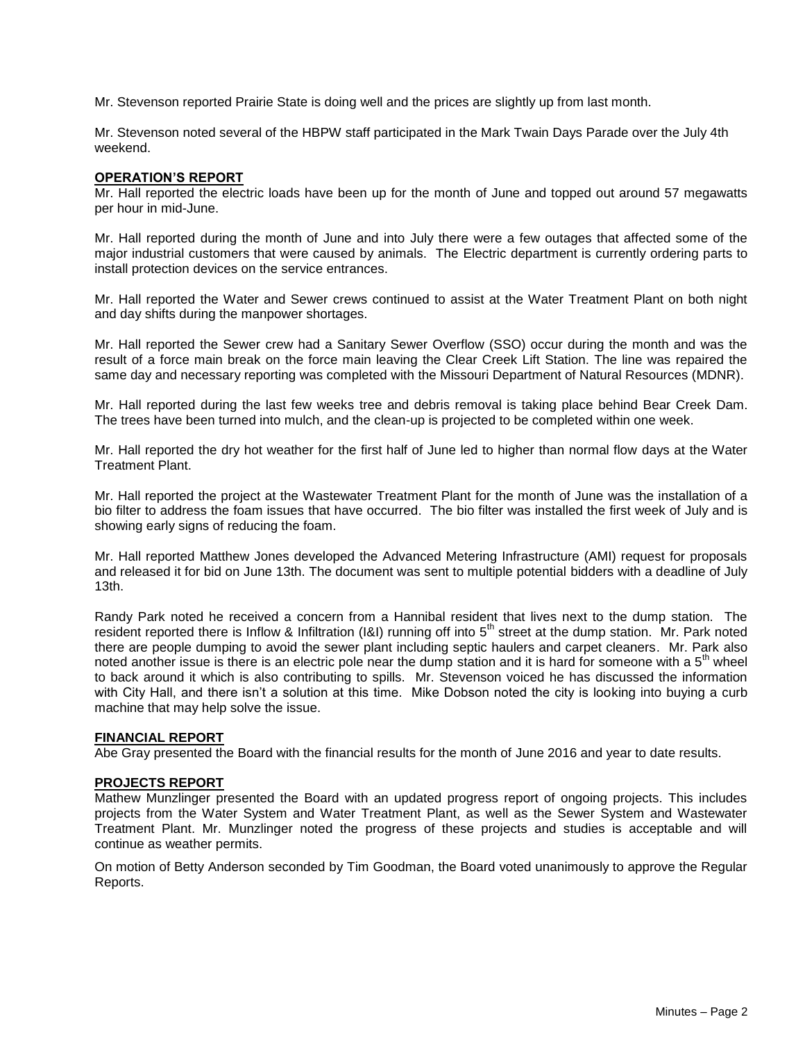Mr. Stevenson reported Prairie State is doing well and the prices are slightly up from last month.

Mr. Stevenson noted several of the HBPW staff participated in the Mark Twain Days Parade over the July 4th weekend.

**OPERATION'S REPORT**

Mr. Hall reported the electric loads have been up for the month of June and topped out around 57 megawatts per hour in mid-June.

Mr. Hall reported during the month of June and into July there were a few outages that affected some of the major industrial customers that were caused by animals. The Electric department is currently ordering parts to install protection devices on the service entrances.

Mr. Hall reported the Water and Sewer crews continued to assist at the Water Treatment Plant on both night and day shifts during the manpower shortages.

Mr. Hall reported the Sewer crew had a Sanitary Sewer Overflow (SSO) occur during the month and was the result of a force main break on the force main leaving the Clear Creek Lift Station. The line was repaired the same day and necessary reporting was completed with the Missouri Department of Natural Resources (MDNR).

Mr. Hall reported during the last few weeks tree and debris removal is taking place behind Bear Creek Dam. The trees have been turned into mulch, and the clean-up is projected to be completed within one week.

Mr. Hall reported the dry hot weather for the first half of June led to higher than normal flow days at the Water Treatment Plant.

Mr. Hall reported the project at the Wastewater Treatment Plant for the month of June was the installation of a bio filter to address the foam issues that have occurred. The bio filter was installed the first week of July and is showing early signs of reducing the foam.

Mr. Hall reported Matthew Jones developed the Advanced Metering Infrastructure (AMI) request for proposals and released it for bid on June 13th. The document was sent to multiple potential bidders with a deadline of July 13th.

Randy Park noted he received a concern from a Hannibal resident that lives next to the dump station. The resident reported there is Inflow & Infiltration (I&I) running off into 5th street at the dump station. Mr. Park noted there are people dumping to avoid the sewer plant including septic haulers and carpet cleaners. Mr. Park also noted another issue is there is an electric pole near the dump station and it is hard for someone with a 5th wheel to back around it which is also contributing to spills. Mr. Stevenson voiced he has discussed the information with City Hall, and there isn't a solution at this time. Mike Dobson noted the city is looking into buying a curb machine that may help solve the issue.

**FINANCIAL REPORT**

Abe Gray presented the Board with the financial results for the month of June 2016 and year to date results.

**PROJECTS REPORT**

Mathew Munzlinger presented the Board with an updated progress report of ongoing projects. This includes projects from the Water System and Water Treatment Plant, as well as the Sewer System and Wastewater Treatment Plant. Mr. Munzlinger noted the progress of these projects and studies is acceptable and will continue as weather permits.

On motion of Betty Anderson seconded by Tim Goodman, the Board voted unanimously to approve the Regular Reports.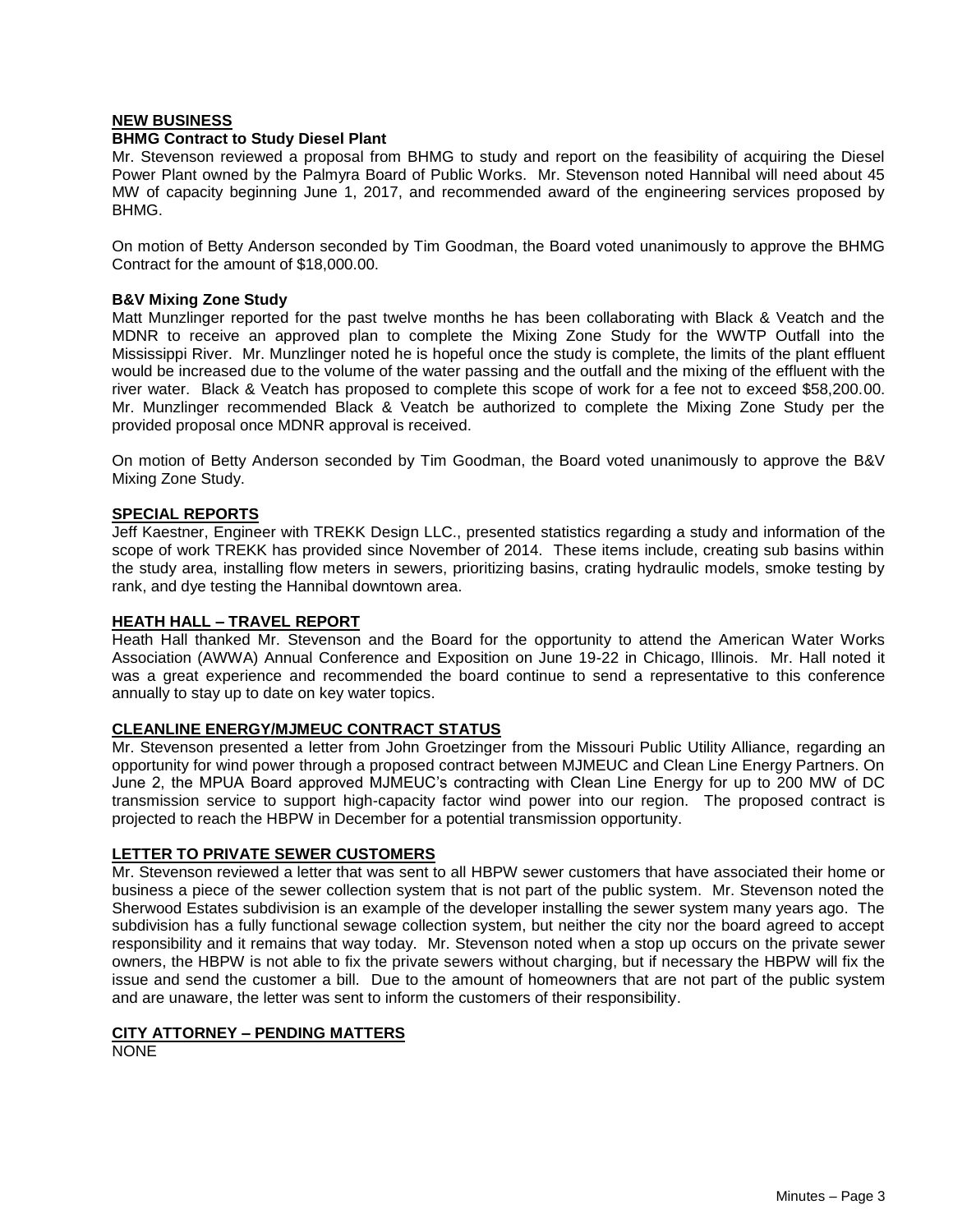## NEW BUSINESS

### BHMG Contract to Study Diesel Plant

Mr. Stevenson reviewed a proposal from BHMG to study and report on the feasibility of acquiring the Diesel Power Plant owned by the Palmyra Board of Public Works. Mr. Stevenson noted Hannibal will need about 45 MW of capacity beginning June 1, 2017, and recommended award of the engineering services proposed by BHMG.

On motion of Betty Anderson seconded by Tim Goodman, the Board voted unanimously to approve the BHMG Contract for the amount of $18,000.00.

### B&V Mixing Zone Study

Matt Munzlinger reported for the past twelve months he has been collaborating with Black & Veatch and the MDNR to receive an approved plan to complete the Mixing Zone Study for the WWTP Outfall into the Mississippi River. Mr. Munzlinger noted he is hopeful once the study is complete, the limits of the plant effluent would be increased due to the volume of the water passing and the outfall and the mixing of the effluent with the river water. Black & Veatch has proposed to complete this scope of work for a fee not to exceed $58,200.00. Mr. Munzlinger recommended Black & Veatch be authorized to complete the Mixing Zone Study per the provided proposal once MDNR approval is received.

On motion of Betty Anderson seconded by Tim Goodman, the Board voted unanimously to approve the B&V Mixing Zone Study.

## SPECIAL REPORTS

Jeff Kaestner, Engineer with TREKK Design LLC., presented statistics regarding a study and information of the scope of work TREKK has provided since November of 2014. These items include, creating sub basins within the study area, installing flow meters in sewers, prioritizing basins, crating hydraulic models, smoke testing by rank, and dye testing the Hannibal downtown area.

## HEATH HALL – TRAVEL REPORT

Heath Hall thanked Mr. Stevenson and the Board for the opportunity to attend the American Water Works Association (AWWA) Annual Conference and Exposition on June 19-22 in Chicago, Illinois. Mr. Hall noted it was a great experience and recommended the board continue to send a representative to this conference annually to stay up to date on key water topics.

## CLEANLINE ENERGY/MJMEUC CONTRACT STATUS

Mr. Stevenson presented a letter from John Groetzinger from the Missouri Public Utility Alliance, regarding an opportunity for wind power through a proposed contract between MJMEUC and Clean Line Energy Partners. On June 2, the MPUA Board approved MJMEUC's contracting with Clean Line Energy for up to 200 MW of DC transmission service to support high-capacity factor wind power into our region. The proposed contract is projected to reach the HBPW in December for a potential transmission opportunity.

## LETTER TO PRIVATE SEWER CUSTOMERS

Mr. Stevenson reviewed a letter that was sent to all HBPW sewer customers that have associated their home or business a piece of the sewer collection system that is not part of the public system. Mr. Stevenson noted the Sherwood Estates subdivision is an example of the developer installing the sewer system many years ago. The subdivision has a fully functional sewage collection system, but neither the city nor the board agreed to accept responsibility and it remains that way today. Mr. Stevenson noted when a stop up occurs on the private sewer owners, the HBPW is not able to fix the private sewers without charging, but if necessary the HBPW will fix the issue and send the customer a bill. Due to the amount of homeowners that are not part of the public system and are unaware, the letter was sent to inform the customers of their responsibility.

## CITY ATTORNEY – PENDING MATTERS

NONE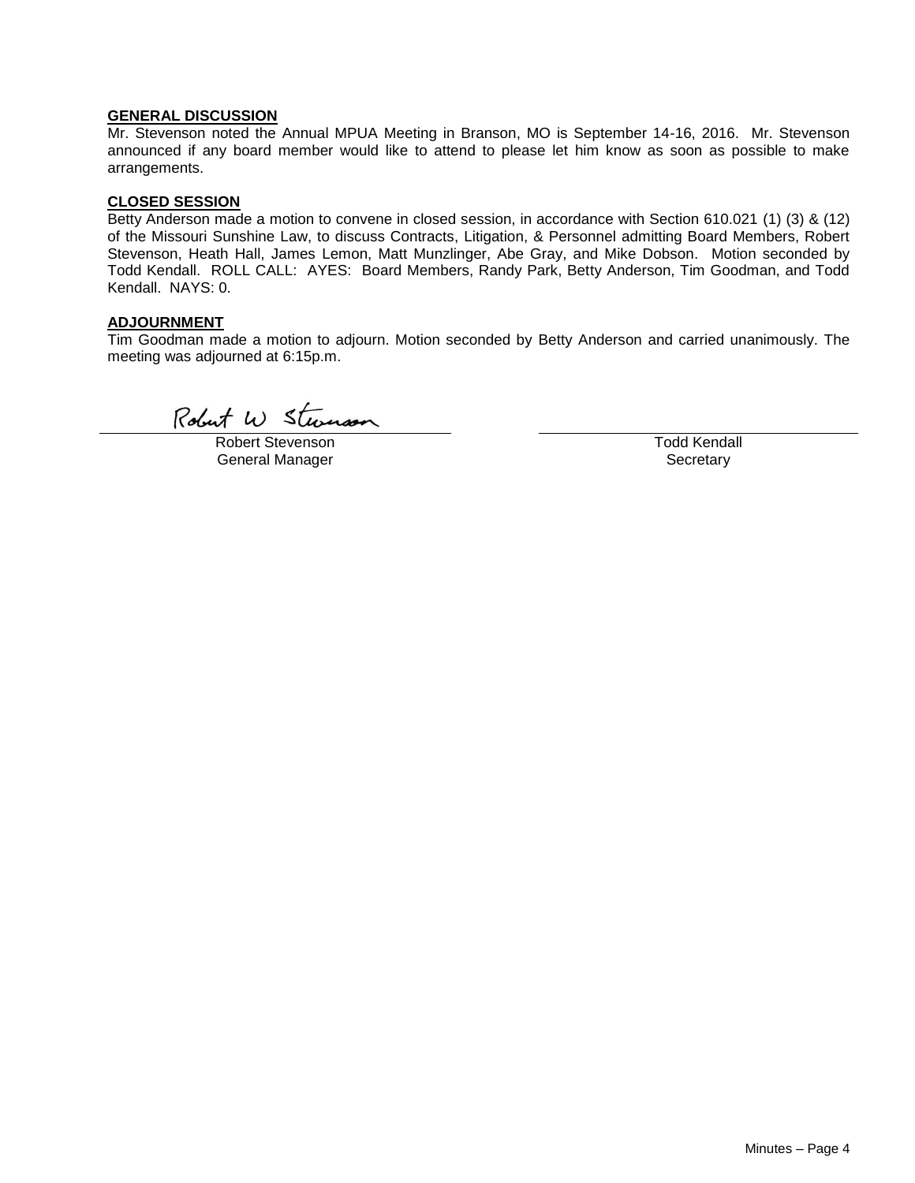**GENERAL DISCUSSION**

Mr. Stevenson noted the Annual MPUA Meeting in Branson, MO is September 14-16, 2016. Mr. Stevenson announced if any board member would like to attend to please let him know as soon as possible to make arrangements.

**CLOSED SESSION**

Betty Anderson made a motion to convene in closed session, in accordance with Section 610.021 (1) (3) & (12) of the Missouri Sunshine Law, to discuss Contracts, Litigation, & Personnel admitting Board Members, Robert Stevenson, Heath Hall, James Lemon, Matt Munzlinger, Abe Gray, and Mike Dobson. Motion seconded by Todd Kendall. ROLL CALL: AYES: Board Members, Randy Park, Betty Anderson, Tim Goodman, and Todd Kendall. NAYS: 0.

**ADJOURNMENT**

Tim Goodman made a motion to adjourn. Motion seconded by Betty Anderson and carried unanimously. The meeting was adjourned at 6:15p.m.

Robert W Stevenson

Robert Stevenson
General Manager

Todd Kendall
Secretary